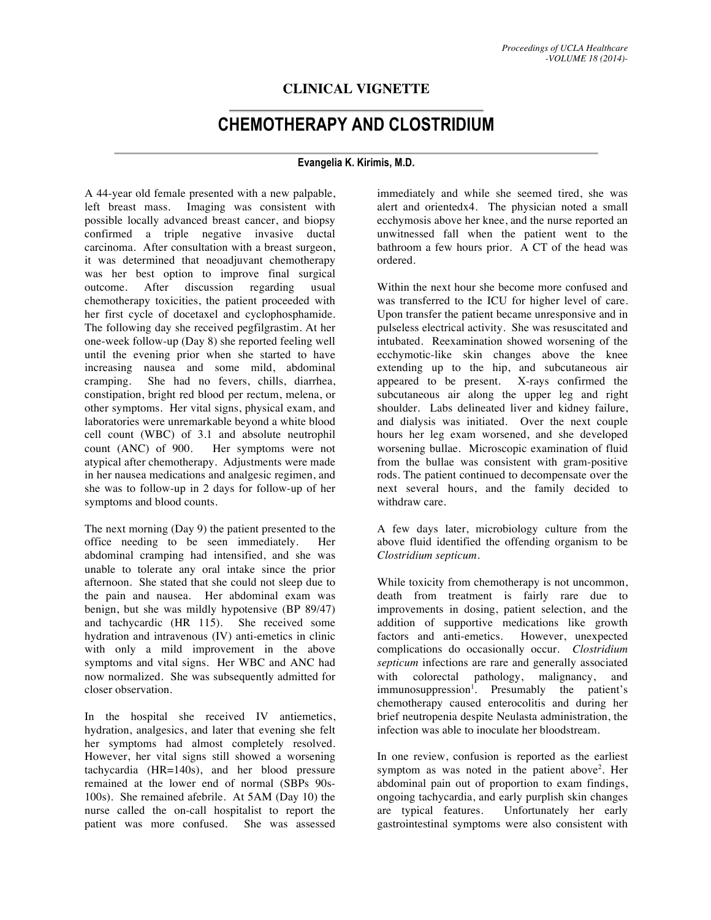## CLINICAL VIGNETTE

# CHEMOTHERAPY AND CLOSTRIDIUM

**Evangelia K. Kirimis, M.D.**

A 44-year old female presented with a new palpable, left breast mass. Imaging was consistent with possible locally advanced breast cancer, and biopsy confirmed a triple negative invasive ductal carcinoma. After consultation with a breast surgeon, it was determined that neoadjuvant chemotherapy was her best option to improve final surgical outcome. After discussion regarding usual chemotherapy toxicities, the patient proceeded with her first cycle of docetaxel and cyclophosphamide. The following day she received pegfilgrastim. At her one-week follow-up (Day 8) she reported feeling well until the evening prior when she started to have increasing nausea and some mild, abdominal cramping. She had no fevers, chills, diarrhea, constipation, bright red blood per rectum, melena, or other symptoms. Her vital signs, physical exam, and laboratories were unremarkable beyond a white blood cell count (WBC) of 3.1 and absolute neutrophil count (ANC) of 900. Her symptoms were not atypical after chemotherapy. Adjustments were made in her nausea medications and analgesic regimen, and she was to follow-up in 2 days for follow-up of her symptoms and blood counts.

The next morning (Day 9) the patient presented to the office needing to be seen immediately. Her abdominal cramping had intensified, and she was unable to tolerate any oral intake since the prior afternoon. She stated that she could not sleep due to the pain and nausea. Her abdominal exam was benign, but she was mildly hypotensive (BP 89/47) and tachycardic (HR 115). She received some hydration and intravenous (IV) anti-emetics in clinic with only a mild improvement in the above symptoms and vital signs. Her WBC and ANC had now normalized. She was subsequently admitted for closer observation.

In the hospital she received IV antiemetics, hydration, analgesics, and later that evening she felt her symptoms had almost completely resolved. However, her vital signs still showed a worsening tachycardia (HR=140s), and her blood pressure remained at the lower end of normal (SBPs 90s-100s). She remained afebrile. At 5AM (Day 10) the nurse called the on-call hospitalist to report the patient was more confused. She was assessed immediately and while she seemed tired, she was alert and orientedx4. The physician noted a small ecchymosis above her knee, and the nurse reported an unwitnessed fall when the patient went to the bathroom a few hours prior. A CT of the head was ordered.

Within the next hour she become more confused and was transferred to the ICU for higher level of care. Upon transfer the patient became unresponsive and in pulseless electrical activity. She was resuscitated and intubated. Reexamination showed worsening of the ecchymotic-like skin changes above the knee extending up to the hip, and subcutaneous air appeared to be present. X-rays confirmed the subcutaneous air along the upper leg and right shoulder. Labs delineated liver and kidney failure, and dialysis was initiated. Over the next couple hours her leg exam worsened, and she developed worsening bullae. Microscopic examination of fluid from the bullae was consistent with gram-positive rods. The patient continued to decompensate over the next several hours, and the family decided to withdraw care.

A few days later, microbiology culture from the above fluid identified the offending organism to be *Clostridium septicum*.

While toxicity from chemotherapy is not uncommon, death from treatment is fairly rare due to improvements in dosing, patient selection, and the addition of supportive medications like growth factors and anti-emetics. However, unexpected complications do occasionally occur. *Clostridium septicum* infections are rare and generally associated with colorectal pathology, malignancy, and immunosuppression[1]. Presumably the patient's chemotherapy caused enterocolitis and during her brief neutropenia despite Neulasta administration, the infection was able to inoculate her bloodstream.

In one review, confusion is reported as the earliest symptom as was noted in the patient above[2]. Her abdominal pain out of proportion to exam findings, ongoing tachycardia, and early purplish skin changes are typical features. Unfortunately her early gastrointestinal symptoms were also consistent with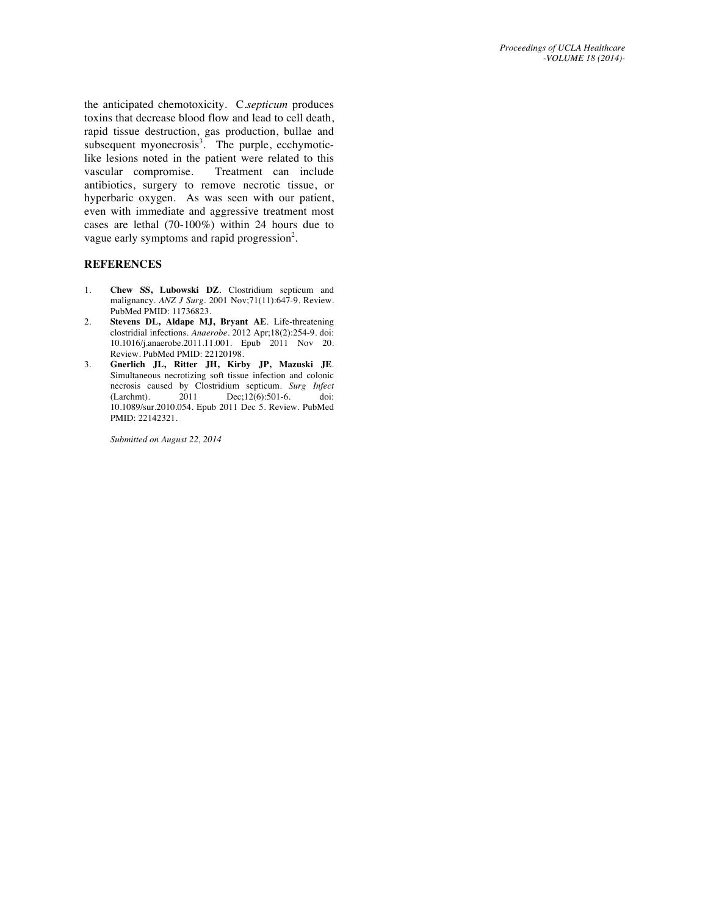the anticipated chemotoxicity. C.*septicum* produces toxins that decrease blood flow and lead to cell death, rapid tissue destruction, gas production, bullae and subsequent myonecrosis[3]. The purple, ecchymotic-like lesions noted in the patient were related to this vascular compromise. Treatment can include antibiotics, surgery to remove necrotic tissue, or hyperbaric oxygen. As was seen with our patient, even with immediate and aggressive treatment most cases are lethal (70-100%) within 24 hours due to vague early symptoms and rapid progression[2].

## REFERENCES

1. **Chew SS, Lubowski DZ**. Clostridium septicum and malignancy. *ANZ J Surg*. 2001 Nov;71(11):647-9. Review. PubMed PMID: 11736823.
2. **Stevens DL, Aldape MJ, Bryant AE**. Life-threatening clostridial infections. *Anaerobe*. 2012 Apr;18(2):254-9. doi: 10.1016/j.anaerobe.2011.11.001. Epub 2011 Nov 20. Review. PubMed PMID: 22120198.
3. **Gnerlich JL, Ritter JH, Kirby JP, Mazuski JE**. Simultaneous necrotizing soft tissue infection and colonic necrosis caused by Clostridium septicum. *Surg Infect* (Larchmt). 2011 Dec;12(6):501-6. doi: 10.1089/sur.2010.054. Epub 2011 Dec 5. Review. PubMed PMID: 22142321.

*Submitted on August 22, 2014*